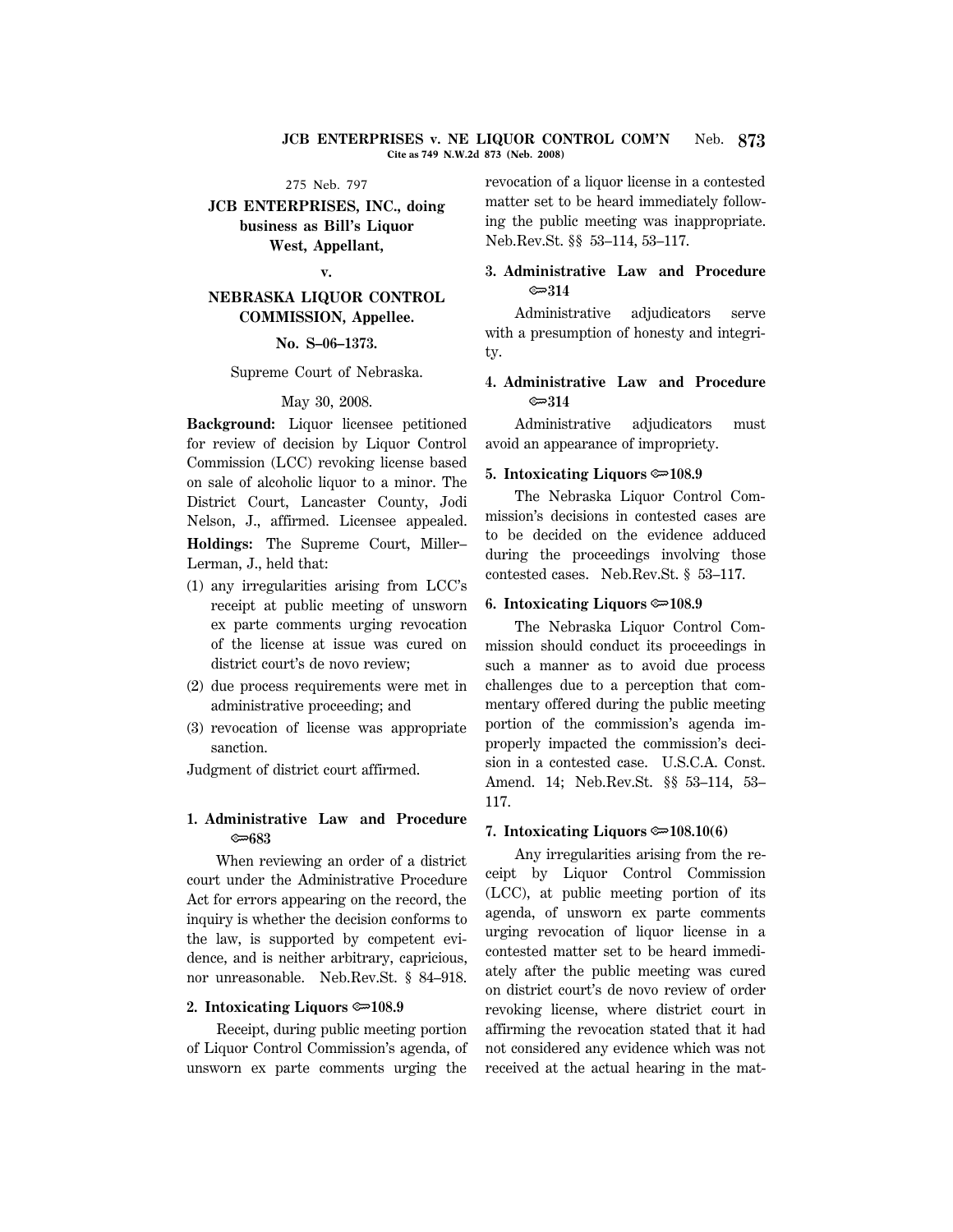275 Neb. 797

**JCB ENTERPRISES, INC., doing business as Bill's Liquor West, Appellant,**

**v.**

**NEBRASKA LIQUOR CONTROL COMMISSION, Appellee.**

**No. S–06–1373.**

Supreme Court of Nebraska.

May 30, 2008.

**Background:** Liquor licensee petitioned for review of decision by Liquor Control Commission (LCC) revoking license based on sale of alcoholic liquor to a minor. The District Court, Lancaster County, Jodi Nelson, J., affirmed. Licensee appealed.

**Holdings:** The Supreme Court, Miller–Lerman, J., held that:

(1) any irregularities arising from LCC's receipt at public meeting of unsworn ex parte comments urging revocation of the license at issue was cured on district court's de novo review;

(2) due process requirements were met in administrative proceeding; and

(3) revocation of license was appropriate sanction.

Judgment of district court affirmed.

**1. Administrative Law and Procedure ⚡683**

When reviewing an order of a district court under the Administrative Procedure Act for errors appearing on the record, the inquiry is whether the decision conforms to the law, is supported by competent evidence, and is neither arbitrary, capricious, nor unreasonable. Neb.Rev.St. § 84–918.

**2. Intoxicating Liquors ⚡108.9**

Receipt, during public meeting portion of Liquor Control Commission's agenda, of unsworn ex parte comments urging the revocation of a liquor license in a contested matter set to be heard immediately following the public meeting was inappropriate. Neb.Rev.St. §§ 53–114, 53–117.

**3. Administrative Law and Procedure ⚡314**

Administrative adjudicators serve with a presumption of honesty and integrity.

**4. Administrative Law and Procedure ⚡314**

Administrative adjudicators must avoid an appearance of impropriety.

**5. Intoxicating Liquors ⚡108.9**

The Nebraska Liquor Control Commission's decisions in contested cases are to be decided on the evidence adduced during the proceedings involving those contested cases. Neb.Rev.St. § 53–117.

**6. Intoxicating Liquors ⚡108.9**

The Nebraska Liquor Control Commission should conduct its proceedings in such a manner as to avoid due process challenges due to a perception that commentary offered during the public meeting portion of the commission's agenda improperly impacted the commission's decision in a contested case. U.S.C.A. Const. Amend. 14; Neb.Rev.St. §§ 53–114, 53–117.

**7. Intoxicating Liquors ⚡108.10(6)**

Any irregularities arising from the receipt by Liquor Control Commission (LCC), at public meeting portion of its agenda, of unsworn ex parte comments urging revocation of liquor license in a contested matter set to be heard immediately after the public meeting was cured on district court's de novo review of order revoking license, where district court in affirming the revocation stated that it had not considered any evidence which was not received at the actual hearing in the mat-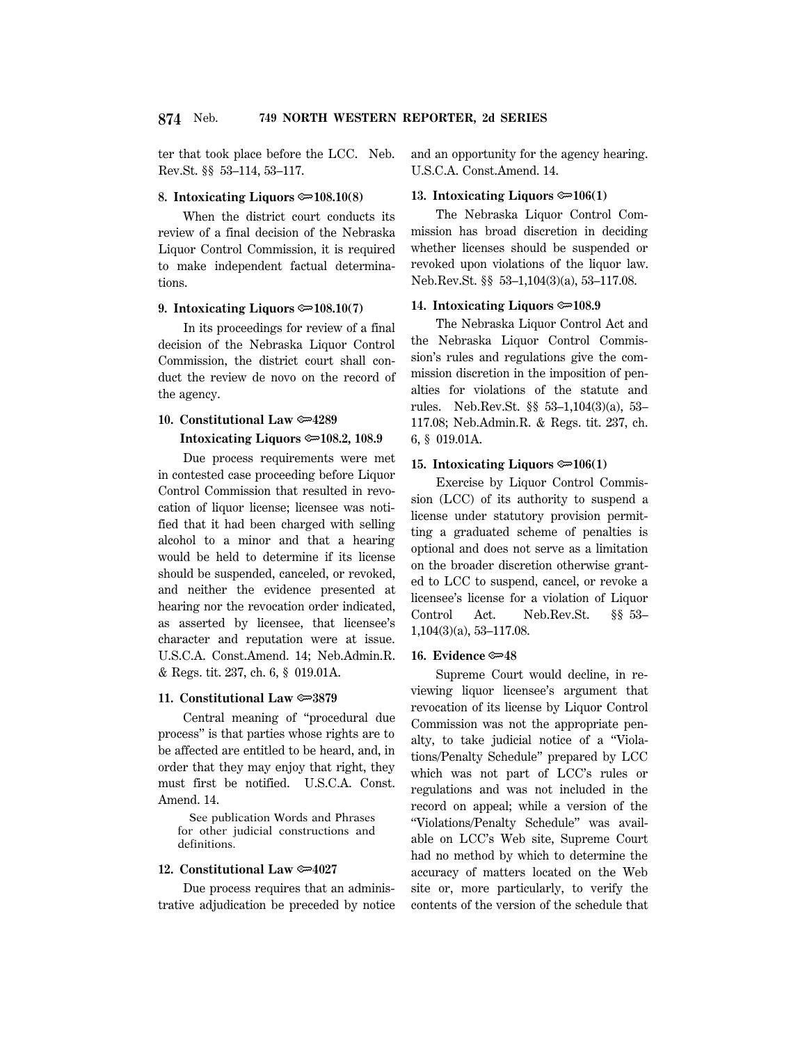ter that took place before the LCC. Neb. Rev.St. §§ 53–114, 53–117.

**8. Intoxicating Liquors ⚖108.10(8)**

When the district court conducts its review of a final decision of the Nebraska Liquor Control Commission, it is required to make independent factual determinations.

**9. Intoxicating Liquors ⚖108.10(7)**

In its proceedings for review of a final decision of the Nebraska Liquor Control Commission, the district court shall conduct the review de novo on the record of the agency.

**10. Constitutional Law ⚖4289**

**Intoxicating Liquors ⚖108.2, 108.9**

Due process requirements were met in contested case proceeding before Liquor Control Commission that resulted in revocation of liquor license; licensee was notified that it had been charged with selling alcohol to a minor and that a hearing would be held to determine if its license should be suspended, canceled, or revoked, and neither the evidence presented at hearing nor the revocation order indicated, as asserted by licensee, that licensee's character and reputation were at issue. U.S.C.A. Const.Amend. 14; Neb.Admin.R. & Regs. tit. 237, ch. 6, § 019.01A.

**11. Constitutional Law ⚖3879**

Central meaning of "procedural due process" is that parties whose rights are to be affected are entitled to be heard, and, in order that they may enjoy that right, they must first be notified. U.S.C.A. Const. Amend. 14.

See publication Words and Phrases for other judicial constructions and definitions.

**12. Constitutional Law ⚖4027**

Due process requires that an administrative adjudication be preceded by notice and an opportunity for the agency hearing. U.S.C.A. Const.Amend. 14.

**13. Intoxicating Liquors ⚖106(1)**

The Nebraska Liquor Control Commission has broad discretion in deciding whether licenses should be suspended or revoked upon violations of the liquor law. Neb.Rev.St. §§ 53–1,104(3)(a), 53–117.08.

**14. Intoxicating Liquors ⚖108.9**

The Nebraska Liquor Control Act and the Nebraska Liquor Control Commission's rules and regulations give the commission discretion in the imposition of penalties for violations of the statute and rules. Neb.Rev.St. §§ 53–1,104(3)(a), 53–117.08; Neb.Admin.R. & Regs. tit. 237, ch. 6, § 019.01A.

**15. Intoxicating Liquors ⚖106(1)**

Exercise by Liquor Control Commission (LCC) of its authority to suspend a license under statutory provision permitting a graduated scheme of penalties is optional and does not serve as a limitation on the broader discretion otherwise granted to LCC to suspend, cancel, or revoke a licensee's license for a violation of Liquor Control Act. Neb.Rev.St. §§ 53–1,104(3)(a), 53–117.08.

**16. Evidence ⚖48**

Supreme Court would decline, in reviewing liquor licensee's argument that revocation of its license by Liquor Control Commission was not the appropriate penalty, to take judicial notice of a "Violations/Penalty Schedule" prepared by LCC which was not part of LCC's rules or regulations and was not included in the record on appeal; while a version of the "Violations/Penalty Schedule" was available on LCC's Web site, Supreme Court had no method by which to determine the accuracy of matters located on the Web site or, more particularly, to verify the contents of the version of the schedule that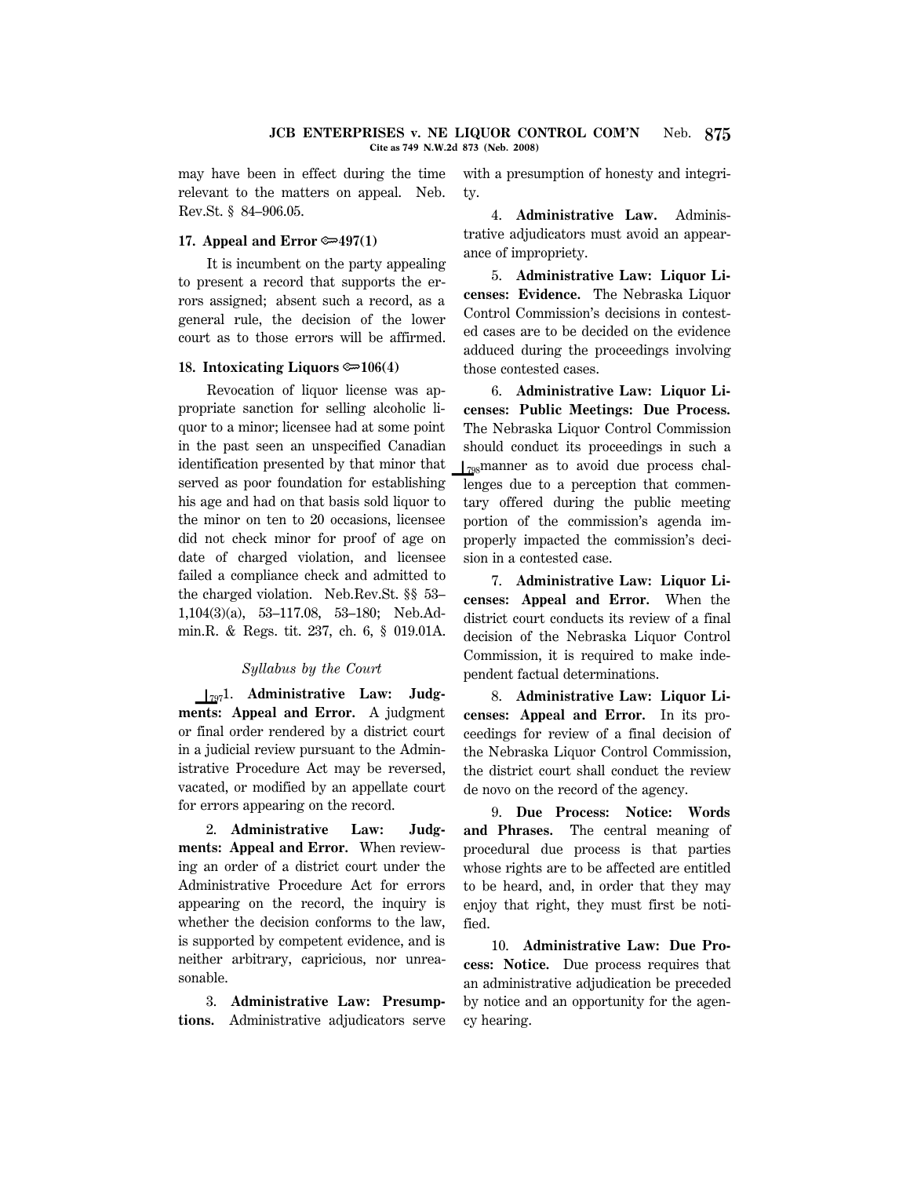may have been in effect during the time relevant to the matters on appeal. Neb. Rev.St. § 84–906.05.

**17. Appeal and Error ⟹497(1)**

It is incumbent on the party appealing to present a record that supports the errors assigned; absent such a record, as a general rule, the decision of the lower court as to those errors will be affirmed.

**18. Intoxicating Liquors ⟹106(4)**

Revocation of liquor license was appropriate sanction for selling alcoholic liquor to a minor; licensee had at some point in the past seen an unspecified Canadian identification presented by that minor that served as poor foundation for establishing his age and had on that basis sold liquor to the minor on ten to 20 occasions, licensee did not check minor for proof of age on date of charged violation, and licensee failed a compliance check and admitted to the charged violation. Neb.Rev.St. §§ 53–1,104(3)(a), 53–117.08, 53–180; Neb.Admin.R. & Regs. tit. 237, ch. 6, § 019.01A.

*Syllabus by the Court*

797 1. **Administrative Law: Judgments: Appeal and Error.** A judgment or final order rendered by a district court in a judicial review pursuant to the Administrative Procedure Act may be reversed, vacated, or modified by an appellate court for errors appearing on the record.

2. **Administrative Law: Judgments: Appeal and Error.** When reviewing an order of a district court under the Administrative Procedure Act for errors appearing on the record, the inquiry is whether the decision conforms to the law, is supported by competent evidence, and is neither arbitrary, capricious, nor unreasonable.

3. **Administrative Law: Presumptions.** Administrative adjudicators serve with a presumption of honesty and integrity.

4. **Administrative Law.** Administrative adjudicators must avoid an appearance of impropriety.

5. **Administrative Law: Liquor Licenses: Evidence.** The Nebraska Liquor Control Commission's decisions in contested cases are to be decided on the evidence adduced during the proceedings involving those contested cases.

6. **Administrative Law: Liquor Licenses: Public Meetings: Due Process.** The Nebraska Liquor Control Commission should conduct its proceedings in such a 798 manner as to avoid due process challenges due to a perception that commentary offered during the public meeting portion of the commission's agenda improperly impacted the commission's decision in a contested case.

7. **Administrative Law: Liquor Licenses: Appeal and Error.** When the district court conducts its review of a final decision of the Nebraska Liquor Control Commission, it is required to make independent factual determinations.

8. **Administrative Law: Liquor Licenses: Appeal and Error.** In its proceedings for review of a final decision of the Nebraska Liquor Control Commission, the district court shall conduct the review de novo on the record of the agency.

9. **Due Process: Notice: Words and Phrases.** The central meaning of procedural due process is that parties whose rights are to be affected are entitled to be heard, and, in order that they may enjoy that right, they must first be notified.

10. **Administrative Law: Due Process: Notice.** Due process requires that an administrative adjudication be preceded by notice and an opportunity for the agency hearing.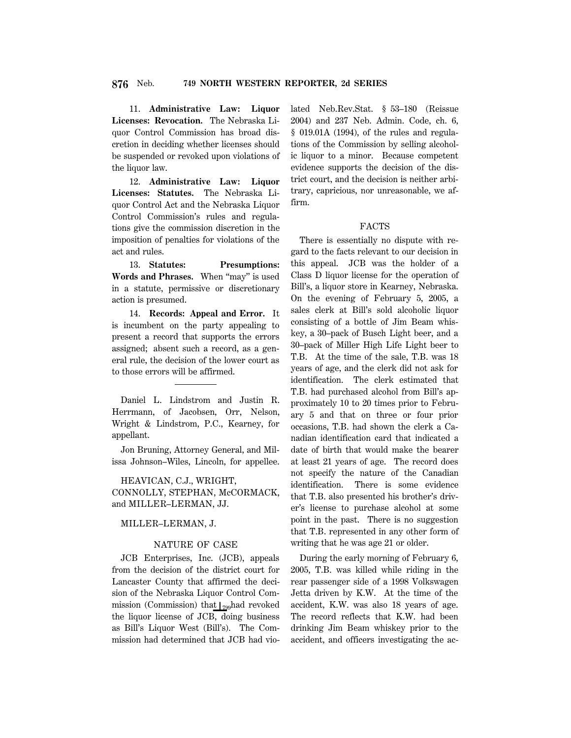11. **Administrative Law: Liquor Licenses: Revocation.** The Nebraska Liquor Control Commission has broad discretion in deciding whether licenses should be suspended or revoked upon violations of the liquor law.

12. **Administrative Law: Liquor Licenses: Statutes.** The Nebraska Liquor Control Act and the Nebraska Liquor Control Commission's rules and regulations give the commission discretion in the imposition of penalties for violations of the act and rules.

13. **Statutes: Presumptions: Words and Phrases.** When "may" is used in a statute, permissive or discretionary action is presumed.

14. **Records: Appeal and Error.** It is incumbent on the party appealing to present a record that supports the errors assigned; absent such a record, as a general rule, the decision of the lower court as to those errors will be affirmed.

---

Daniel L. Lindstrom and Justin R. Herrmann, of Jacobsen, Orr, Nelson, Wright & Lindstrom, P.C., Kearney, for appellant.

Jon Bruning, Attorney General, and Milissa Johnson–Wiles, Lincoln, for appellee.

HEAVICAN, C.J., WRIGHT, CONNOLLY, STEPHAN, McCORMACK, and MILLER–LERMAN, JJ.

MILLER–LERMAN, J.

## NATURE OF CASE

JCB Enterprises, Inc. (JCB), appeals from the decision of the district court for Lancaster County that affirmed the decision of the Nebraska Liquor Control Commission (Commission) that ⌊799 had revoked the liquor license of JCB, doing business as Bill's Liquor West (Bill's). The Commission had determined that JCB had violated Neb.Rev.Stat. § 53–180 (Reissue 2004) and 237 Neb. Admin. Code, ch. 6, § 019.01A (1994), of the rules and regulations of the Commission by selling alcoholic liquor to a minor. Because competent evidence supports the decision of the district court, and the decision is neither arbitrary, capricious, nor unreasonable, we affirm.

## FACTS

There is essentially no dispute with regard to the facts relevant to our decision in this appeal. JCB was the holder of a Class D liquor license for the operation of Bill's, a liquor store in Kearney, Nebraska. On the evening of February 5, 2005, a sales clerk at Bill's sold alcoholic liquor consisting of a bottle of Jim Beam whiskey, a 30–pack of Busch Light beer, and a 30–pack of Miller High Life Light beer to T.B. At the time of the sale, T.B. was 18 years of age, and the clerk did not ask for identification. The clerk estimated that T.B. had purchased alcohol from Bill's approximately 10 to 20 times prior to February 5 and that on three or four prior occasions, T.B. had shown the clerk a Canadian identification card that indicated a date of birth that would make the bearer at least 21 years of age. The record does not specify the nature of the Canadian identification. There is some evidence that T.B. also presented his brother's driver's license to purchase alcohol at some point in the past. There is no suggestion that T.B. represented in any other form of writing that he was age 21 or older.

During the early morning of February 6, 2005, T.B. was killed while riding in the rear passenger side of a 1998 Volkswagen Jetta driven by K.W. At the time of the accident, K.W. was also 18 years of age. The record reflects that K.W. had been drinking Jim Beam whiskey prior to the accident, and officers investigating the ac-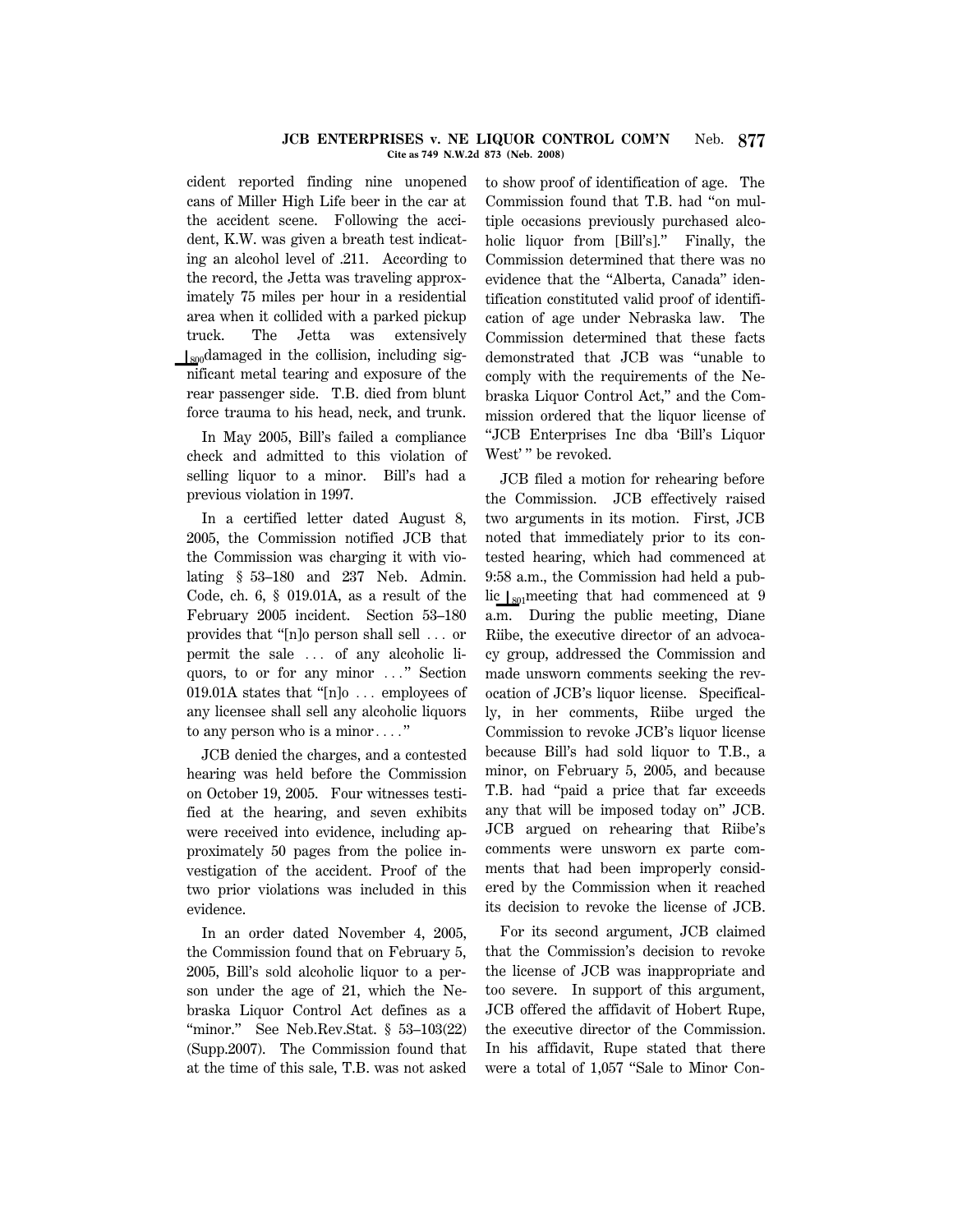cident reported finding nine unopened cans of Miller High Life beer in the car at the accident scene. Following the accident, K.W. was given a breath test indicating an alcohol level of .211. According to the record, the Jetta was traveling approximately 75 miles per hour in a residential area when it collided with a parked pickup truck. The Jetta was extensively ⌊800damaged in the collision, including significant metal tearing and exposure of the rear passenger side. T.B. died from blunt force trauma to his head, neck, and trunk.

In May 2005, Bill's failed a compliance check and admitted to this violation of selling liquor to a minor. Bill's had a previous violation in 1997.

In a certified letter dated August 8, 2005, the Commission notified JCB that the Commission was charging it with violating § 53–180 and 237 Neb. Admin. Code, ch. 6, § 019.01A, as a result of the February 2005 incident. Section 53–180 provides that "[n]o person shall sell ... or permit the sale ... of any alcoholic liquors, to or for any minor ..." Section 019.01A states that "[n]o ... employees of any licensee shall sell any alcoholic liquors to any person who is a minor...."

JCB denied the charges, and a contested hearing was held before the Commission on October 19, 2005. Four witnesses testified at the hearing, and seven exhibits were received into evidence, including approximately 50 pages from the police investigation of the accident. Proof of the two prior violations was included in this evidence.

In an order dated November 4, 2005, the Commission found that on February 5, 2005, Bill's sold alcoholic liquor to a person under the age of 21, which the Nebraska Liquor Control Act defines as a "minor." See Neb.Rev.Stat. § 53–103(22) (Supp.2007). The Commission found that at the time of this sale, T.B. was not asked to show proof of identification of age. The Commission found that T.B. had "on multiple occasions previously purchased alcoholic liquor from [Bill's]." Finally, the Commission determined that there was no evidence that the "Alberta, Canada" identification constituted valid proof of identification of age under Nebraska law. The Commission determined that these facts demonstrated that JCB was "unable to comply with the requirements of the Nebraska Liquor Control Act," and the Commission ordered that the liquor license of "JCB Enterprises Inc dba 'Bill's Liquor West' " be revoked.

JCB filed a motion for rehearing before the Commission. JCB effectively raised two arguments in its motion. First, JCB noted that immediately prior to its contested hearing, which had commenced at 9:58 a.m., the Commission had held a public ⌊801meeting that had commenced at 9 a.m. During the public meeting, Diane Riibe, the executive director of an advocacy group, addressed the Commission and made unsworn comments seeking the revocation of JCB's liquor license. Specifically, in her comments, Riibe urged the Commission to revoke JCB's liquor license because Bill's had sold liquor to T.B., a minor, on February 5, 2005, and because T.B. had "paid a price that far exceeds any that will be imposed today on" JCB. JCB argued on rehearing that Riibe's comments were unsworn ex parte comments that had been improperly considered by the Commission when it reached its decision to revoke the license of JCB.

For its second argument, JCB claimed that the Commission's decision to revoke the license of JCB was inappropriate and too severe. In support of this argument, JCB offered the affidavit of Hobert Rupe, the executive director of the Commission. In his affidavit, Rupe stated that there were a total of 1,057 "Sale to Minor Con-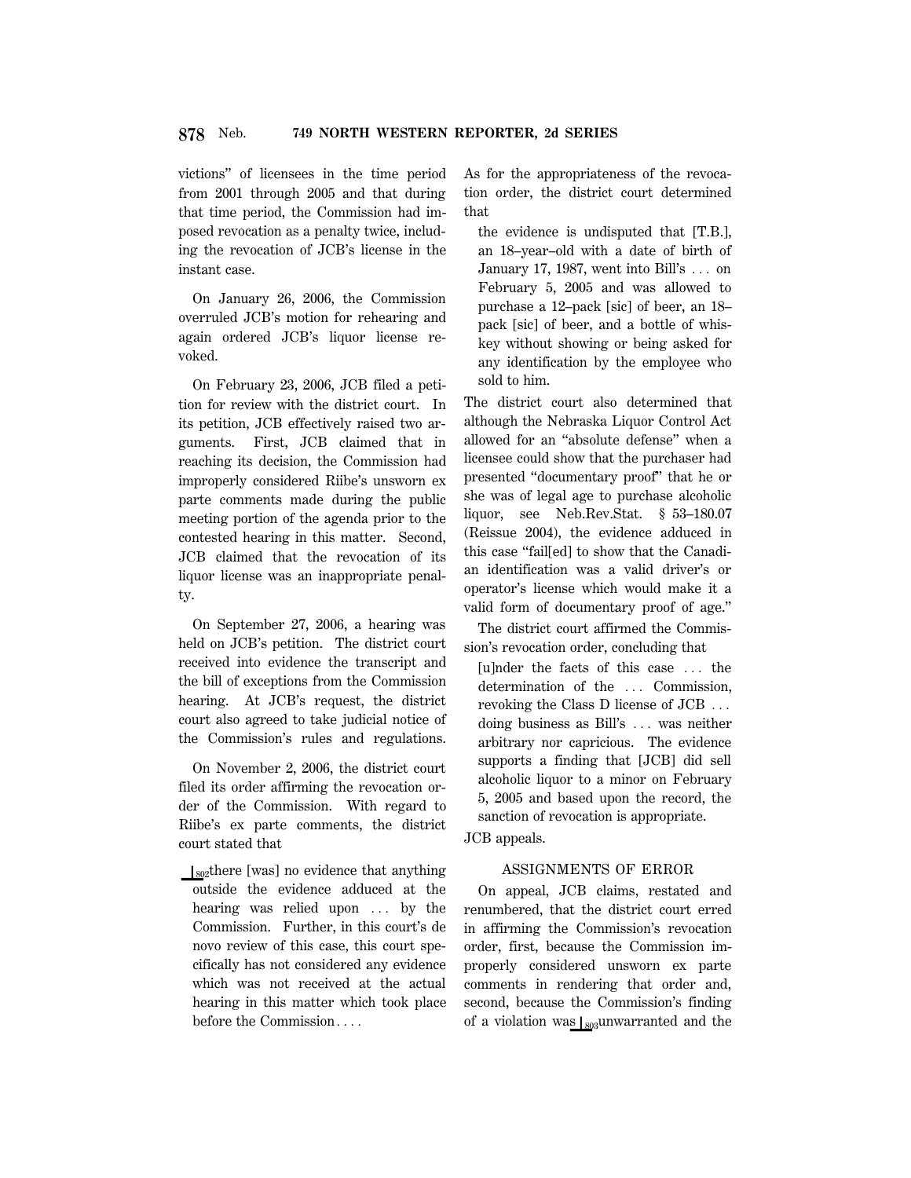victions" of licensees in the time period from 2001 through 2005 and that during that time period, the Commission had imposed revocation as a penalty twice, including the revocation of JCB's license in the instant case.

On January 26, 2006, the Commission overruled JCB's motion for rehearing and again ordered JCB's liquor license revoked.

On February 23, 2006, JCB filed a petition for review with the district court. In its petition, JCB effectively raised two arguments. First, JCB claimed that in reaching its decision, the Commission had improperly considered Riibe's unsworn ex parte comments made during the public meeting portion of the agenda prior to the contested hearing in this matter. Second, JCB claimed that the revocation of its liquor license was an inappropriate penalty.

On September 27, 2006, a hearing was held on JCB's petition. The district court received into evidence the transcript and the bill of exceptions from the Commission hearing. At JCB's request, the district court also agreed to take judicial notice of the Commission's rules and regulations.

On November 2, 2006, the district court filed its order affirming the revocation order of the Commission. With regard to Riibe's ex parte comments, the district court stated that

> ⌊802 there [was] no evidence that anything outside the evidence adduced at the hearing was relied upon ... by the Commission. Further, in this court's de novo review of this case, this court specifically has not considered any evidence which was not received at the actual hearing in this matter which took place before the Commission....

As for the appropriateness of the revocation order, the district court determined that

> the evidence is undisputed that [T.B.], an 18–year–old with a date of birth of January 17, 1987, went into Bill's ... on February 5, 2005 and was allowed to purchase a 12–pack [sic] of beer, an 18–pack [sic] of beer, and a bottle of whiskey without showing or being asked for any identification by the employee who sold to him.

The district court also determined that although the Nebraska Liquor Control Act allowed for an "absolute defense" when a licensee could show that the purchaser had presented "documentary proof" that he or she was of legal age to purchase alcoholic liquor, see Neb.Rev.Stat. § 53–180.07 (Reissue 2004), the evidence adduced in this case "fail[ed] to show that the Canadian identification was a valid driver's or operator's license which would make it a valid form of documentary proof of age."

The district court affirmed the Commission's revocation order, concluding that

> [u]nder the facts of this case ... the determination of the ... Commission, revoking the Class D license of JCB ... doing business as Bill's ... was neither arbitrary nor capricious. The evidence supports a finding that [JCB] did sell alcoholic liquor to a minor on February 5, 2005 and based upon the record, the sanction of revocation is appropriate.

JCB appeals.

## ASSIGNMENTS OF ERROR

On appeal, JCB claims, restated and renumbered, that the district court erred in affirming the Commission's revocation order, first, because the Commission improperly considered unsworn ex parte comments in rendering that order and, second, because the Commission's finding of a violation was ⌊803 unwarranted and the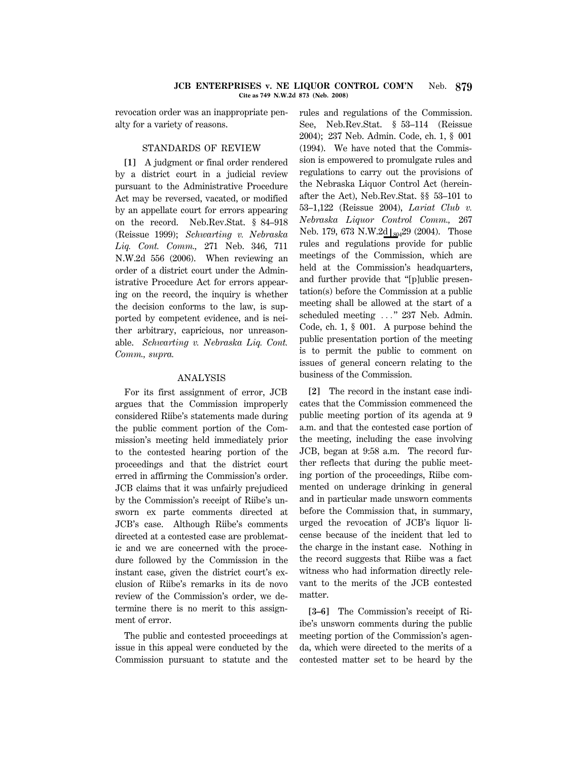revocation order was an inappropriate penalty for a variety of reasons.

## STANDARDS OF REVIEW

**[1]** A judgment or final order rendered by a district court in a judicial review pursuant to the Administrative Procedure Act may be reversed, vacated, or modified by an appellate court for errors appearing on the record. Neb.Rev.Stat. § 84–918 (Reissue 1999); *Schwarting v. Nebraska Liq. Cont. Comm.,* 271 Neb. 346, 711 N.W.2d 556 (2006). When reviewing an order of a district court under the Administrative Procedure Act for errors appearing on the record, the inquiry is whether the decision conforms to the law, is supported by competent evidence, and is neither arbitrary, capricious, nor unreasonable. *Schwarting v. Nebraska Liq. Cont. Comm., supra.*

## ANALYSIS

For its first assignment of error, JCB argues that the Commission improperly considered Riibe's statements made during the public comment portion of the Commission's meeting held immediately prior to the contested hearing portion of the proceedings and that the district court erred in affirming the Commission's order. JCB claims that it was unfairly prejudiced by the Commission's receipt of Riibe's unsworn ex parte comments directed at JCB's case. Although Riibe's comments directed at a contested case are problematic and we are concerned with the procedure followed by the Commission in the instant case, given the district court's exclusion of Riibe's remarks in its de novo review of the Commission's order, we determine there is no merit to this assignment of error.

The public and contested proceedings at issue in this appeal were conducted by the Commission pursuant to statute and the rules and regulations of the Commission. See, Neb.Rev.Stat. § 53–114 (Reissue 2004); 237 Neb. Admin. Code, ch. 1, § 001 (1994). We have noted that the Commission is empowered to promulgate rules and regulations to carry out the provisions of the Nebraska Liquor Control Act (hereinafter the Act), Neb.Rev.Stat. §§ 53–101 to 53–1,122 (Reissue 2004), *Lariat Club v. Nebraska Liquor Control Comm.,* 267 Neb. 179, 673 N.W.2d 29 (2004). Those rules and regulations provide for public meetings of the Commission, which are held at the Commission's headquarters, and further provide that "[p]ublic presentation(s) before the Commission at a public meeting shall be allowed at the start of a scheduled meeting . . ." 237 Neb. Admin. Code, ch. 1, § 001. A purpose behind the public presentation portion of the meeting is to permit the public to comment on issues of general concern relating to the business of the Commission.

**[2]** The record in the instant case indicates that the Commission commenced the public meeting portion of its agenda at 9 a.m. and that the contested case portion of the meeting, including the case involving JCB, began at 9:58 a.m. The record further reflects that during the public meeting portion of the proceedings, Riibe commented on underage drinking in general and in particular made unsworn comments before the Commission that, in summary, urged the revocation of JCB's liquor license because of the incident that led to the charge in the instant case. Nothing in the record suggests that Riibe was a fact witness who had information directly relevant to the merits of the JCB contested matter.

**[3–6]** The Commission's receipt of Riibe's unsworn comments during the public meeting portion of the Commission's agenda, which were directed to the merits of a contested matter set to be heard by the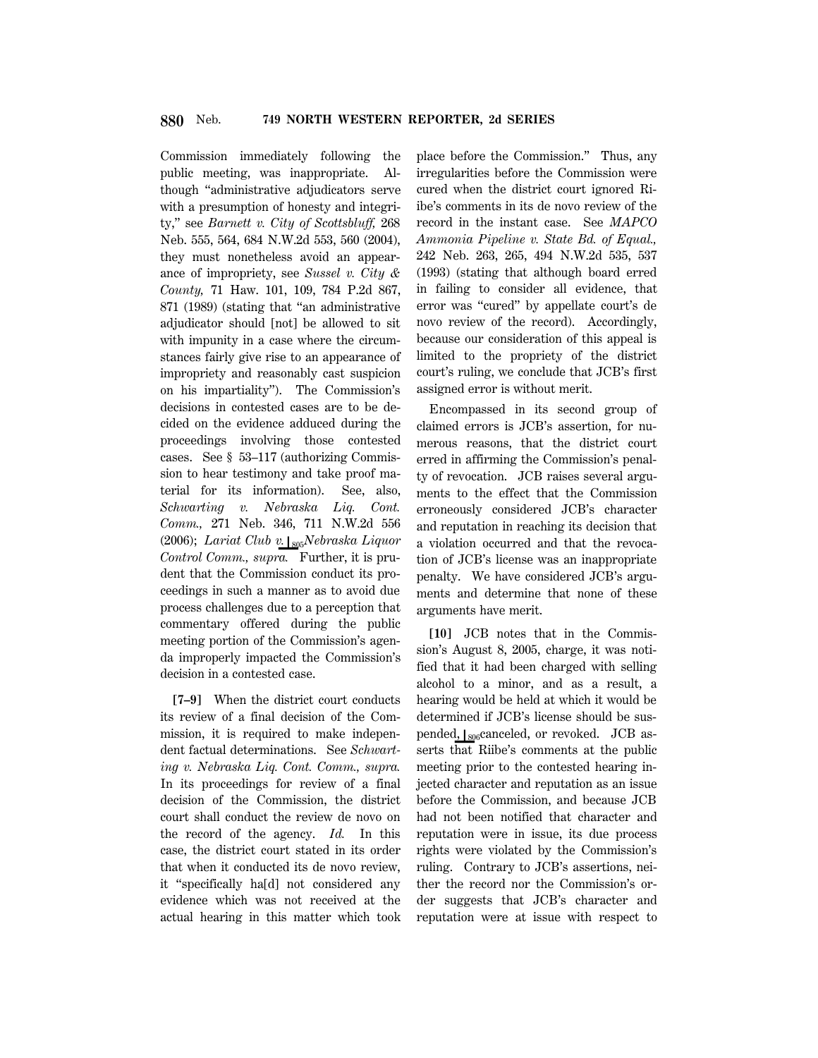Commission immediately following the public meeting, was inappropriate. Although "administrative adjudicators serve with a presumption of honesty and integrity," see *Barnett v. City of Scottsbluff,* 268 Neb. 555, 564, 684 N.W.2d 553, 560 (2004), they must nonetheless avoid an appearance of impropriety, see *Sussel v. City & County,* 71 Haw. 101, 109, 784 P.2d 867, 871 (1989) (stating that "an administrative adjudicator should [not] be allowed to sit with impunity in a case where the circumstances fairly give rise to an appearance of impropriety and reasonably cast suspicion on his impartiality"). The Commission's decisions in contested cases are to be decided on the evidence adduced during the proceedings involving those contested cases. See § 53–117 (authorizing Commission to hear testimony and take proof material for its information). See, also, *Schwarting v. Nebraska Liq. Cont. Comm.,* 271 Neb. 346, 711 N.W.2d 556 (2006); *Lariat Club v.* ⌊805*Nebraska Liquor Control Comm., supra.* Further, it is prudent that the Commission conduct its proceedings in such a manner as to avoid due process challenges due to a perception that commentary offered during the public meeting portion of the Commission's agenda improperly impacted the Commission's decision in a contested case.

**[7–9]** When the district court conducts its review of a final decision of the Commission, it is required to make independent factual determinations. See *Schwarting v. Nebraska Liq. Cont. Comm., supra.* In its proceedings for review of a final decision of the Commission, the district court shall conduct the review de novo on the record of the agency. *Id.* In this case, the district court stated in its order that when it conducted its de novo review, it "specifically ha[d] not considered any evidence which was not received at the actual hearing in this matter which took place before the Commission." Thus, any irregularities before the Commission were cured when the district court ignored Riibe's comments in its de novo review of the record in the instant case. See *MAPCO Ammonia Pipeline v. State Bd. of Equal.,* 242 Neb. 263, 265, 494 N.W.2d 535, 537 (1993) (stating that although board erred in failing to consider all evidence, that error was "cured" by appellate court's de novo review of the record). Accordingly, because our consideration of this appeal is limited to the propriety of the district court's ruling, we conclude that JCB's first assigned error is without merit.

Encompassed in its second group of claimed errors is JCB's assertion, for numerous reasons, that the district court erred in affirming the Commission's penalty of revocation. JCB raises several arguments to the effect that the Commission erroneously considered JCB's character and reputation in reaching its decision that a violation occurred and that the revocation of JCB's license was an inappropriate penalty. We have considered JCB's arguments and determine that none of these arguments have merit.

**[10]** JCB notes that in the Commission's August 8, 2005, charge, it was notified that it had been charged with selling alcohol to a minor, and as a result, a hearing would be held at which it would be determined if JCB's license should be suspended, ⌊806canceled, or revoked. JCB asserts that Riibe's comments at the public meeting prior to the contested hearing injected character and reputation as an issue before the Commission, and because JCB had not been notified that character and reputation were in issue, its due process rights were violated by the Commission's ruling. Contrary to JCB's assertions, neither the record nor the Commission's order suggests that JCB's character and reputation were at issue with respect to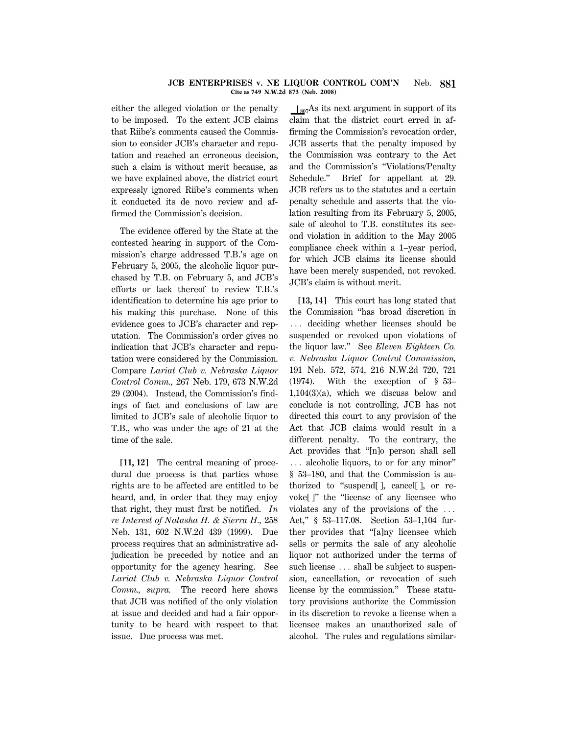either the alleged violation or the penalty to be imposed. To the extent JCB claims that Riibe's comments caused the Commission to consider JCB's character and reputation and reached an erroneous decision, such a claim is without merit because, as we have explained above, the district court expressly ignored Riibe's comments when it conducted its de novo review and affirmed the Commission's decision.

The evidence offered by the State at the contested hearing in support of the Commission's charge addressed T.B.'s age on February 5, 2005, the alcoholic liquor purchased by T.B. on February 5, and JCB's efforts or lack thereof to review T.B.'s identification to determine his age prior to his making this purchase. None of this evidence goes to JCB's character and reputation. The Commission's order gives no indication that JCB's character and reputation were considered by the Commission. Compare *Lariat Club v. Nebraska Liquor Control Comm.,* 267 Neb. 179, 673 N.W.2d 29 (2004). Instead, the Commission's findings of fact and conclusions of law are limited to JCB's sale of alcoholic liquor to T.B., who was under the age of 21 at the time of the sale.

**[11, 12]** The central meaning of procedural due process is that parties whose rights are to be affected are entitled to be heard, and, in order that they may enjoy that right, they must first be notified. *In re Interest of Natasha H. & Sierra H.,* 258 Neb. 131, 602 N.W.2d 439 (1999). Due process requires that an administrative adjudication be preceded by notice and an opportunity for the agency hearing. See *Lariat Club v. Nebraska Liquor Control Comm., supra.* The record here shows that JCB was notified of the only violation at issue and decided and had a fair opportunity to be heard with respect to that issue. Due process was met.

[807]As its next argument in support of its claim that the district court erred in affirming the Commission's revocation order, JCB asserts that the penalty imposed by the Commission was contrary to the Act and the Commission's "Violations/Penalty Schedule." Brief for appellant at 29. JCB refers us to the statutes and a certain penalty schedule and asserts that the violation resulting from its February 5, 2005, sale of alcohol to T.B. constitutes its second violation in addition to the May 2005 compliance check within a 1–year period, for which JCB claims its license should have been merely suspended, not revoked. JCB's claim is without merit.

**[13, 14]** This court has long stated that the Commission "has broad discretion in ... deciding whether licenses should be suspended or revoked upon violations of the liquor law." See *Eleven Eighteen Co. v. Nebraska Liquor Control Commission,* 191 Neb. 572, 574, 216 N.W.2d 720, 721 (1974). With the exception of § 53–1,104(3)(a), which we discuss below and conclude is not controlling, JCB has not directed this court to any provision of the Act that JCB claims would result in a different penalty. To the contrary, the Act provides that "[n]o person shall sell ... alcoholic liquors, to or for any minor" § 53–180, and that the Commission is authorized to "suspend[ ], cancel[ ], or revoke[ ]" the "license of any licensee who violates any of the provisions of the ... Act," § 53–117.08. Section 53–1,104 further provides that "[a]ny licensee which sells or permits the sale of any alcoholic liquor not authorized under the terms of such license ... shall be subject to suspension, cancellation, or revocation of such license by the commission." These statutory provisions authorize the Commission in its discretion to revoke a license when a licensee makes an unauthorized sale of alcohol. The rules and regulations similar-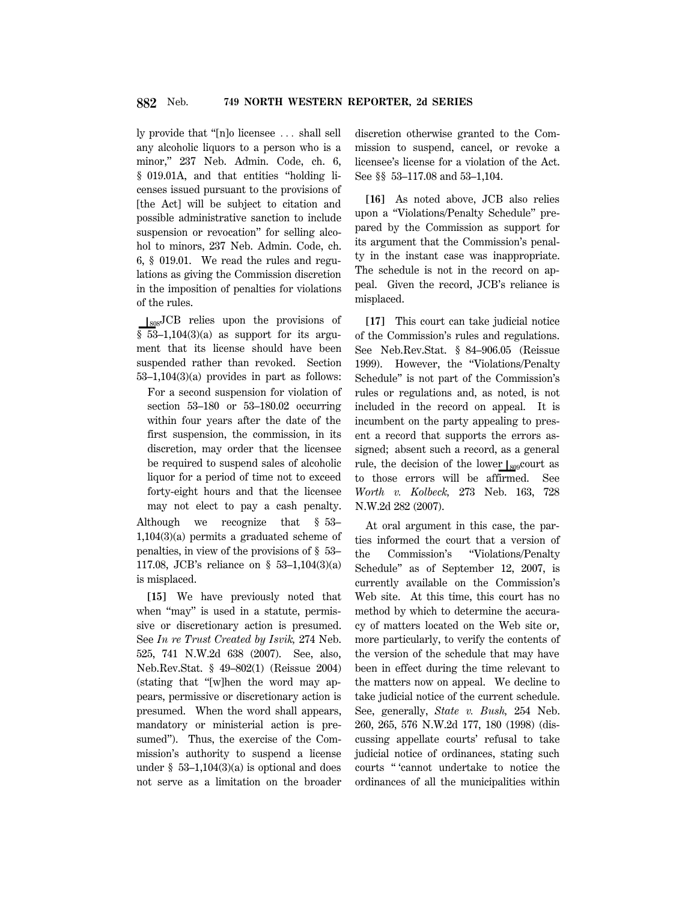ly provide that "[n]o licensee ... shall sell any alcoholic liquors to a person who is a minor," 237 Neb. Admin. Code, ch. 6, § 019.01A, and that entities "holding licenses issued pursuant to the provisions of [the Act] will be subject to citation and possible administrative sanction to include suspension or revocation" for selling alcohol to minors, 237 Neb. Admin. Code, ch. 6, § 019.01. We read the rules and regulations as giving the Commission discretion in the imposition of penalties for violations of the rules.

808JCB relies upon the provisions of § 53–1,104(3)(a) as support for its argument that its license should have been suspended rather than revoked. Section 53–1,104(3)(a) provides in part as follows:

> For a second suspension for violation of section 53–180 or 53–180.02 occurring within four years after the date of the first suspension, the commission, in its discretion, may order that the licensee be required to suspend sales of alcoholic liquor for a period of time not to exceed forty-eight hours and that the licensee may not elect to pay a cash penalty.

Although we recognize that § 53–1,104(3)(a) permits a graduated scheme of penalties, in view of the provisions of § 53–117.08, JCB's reliance on § 53–1,104(3)(a) is misplaced.

**[15]** We have previously noted that when "may" is used in a statute, permissive or discretionary action is presumed. See *In re Trust Created by Isvik,* 274 Neb. 525, 741 N.W.2d 638 (2007). See, also, Neb.Rev.Stat. § 49–802(1) (Reissue 2004) (stating that "[w]hen the word may appears, permissive or discretionary action is presumed. When the word shall appears, mandatory or ministerial action is presumed"). Thus, the exercise of the Commission's authority to suspend a license under § 53–1,104(3)(a) is optional and does not serve as a limitation on the broader discretion otherwise granted to the Commission to suspend, cancel, or revoke a licensee's license for a violation of the Act. See §§ 53–117.08 and 53–1,104.

**[16]** As noted above, JCB also relies upon a "Violations/Penalty Schedule" prepared by the Commission as support for its argument that the Commission's penalty in the instant case was inappropriate. The schedule is not in the record on appeal. Given the record, JCB's reliance is misplaced.

**[17]** This court can take judicial notice of the Commission's rules and regulations. See Neb.Rev.Stat. § 84–906.05 (Reissue 1999). However, the "Violations/Penalty Schedule" is not part of the Commission's rules or regulations and, as noted, is not included in the record on appeal. It is incumbent on the party appealing to present a record that supports the errors assigned; absent such a record, as a general rule, the decision of the lower 809court as to those errors will be affirmed. See *Worth v. Kolbeck,* 273 Neb. 163, 728 N.W.2d 282 (2007).

At oral argument in this case, the parties informed the court that a version of the Commission's "Violations/Penalty Schedule" as of September 12, 2007, is currently available on the Commission's Web site. At this time, this court has no method by which to determine the accuracy of matters located on the Web site or, more particularly, to verify the contents of the version of the schedule that may have been in effect during the time relevant to the matters now on appeal. We decline to take judicial notice of the current schedule. See, generally, *State v. Bush,* 254 Neb. 260, 265, 576 N.W.2d 177, 180 (1998) (discussing appellate courts' refusal to take judicial notice of ordinances, stating such courts " 'cannot undertake to notice the ordinances of all the municipalities within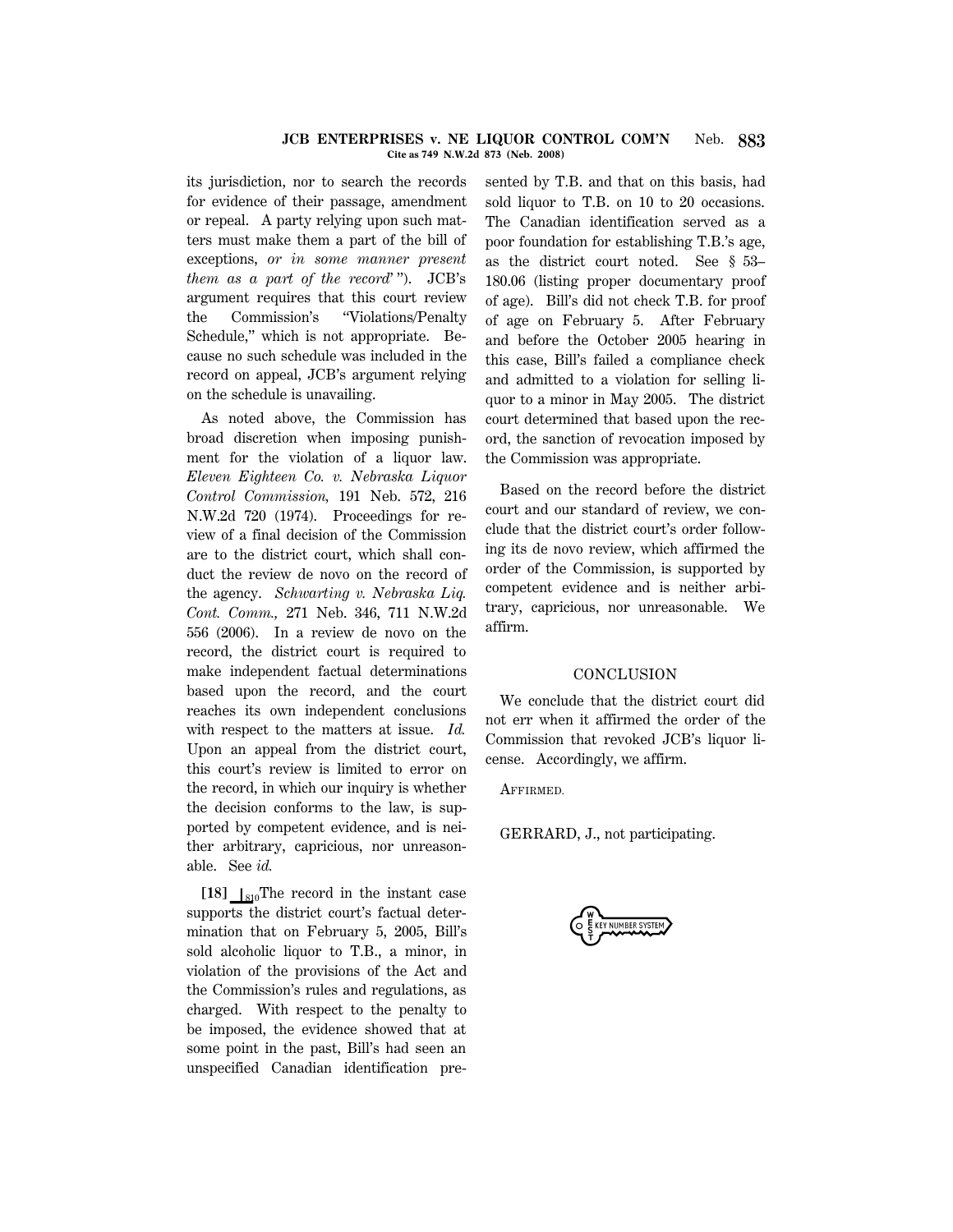its jurisdiction, nor to search the records for evidence of their passage, amendment or repeal. A party relying upon such matters must make them a part of the bill of exceptions, *or in some manner present them as a part of the record*' "). JCB's argument requires that this court review the Commission's "Violations/Penalty Schedule," which is not appropriate. Because no such schedule was included in the record on appeal, JCB's argument relying on the schedule is unavailing.

As noted above, the Commission has broad discretion when imposing punishment for the violation of a liquor law. *Eleven Eighteen Co. v. Nebraska Liquor Control Commission,* 191 Neb. 572, 216 N.W.2d 720 (1974). Proceedings for review of a final decision of the Commission are to the district court, which shall conduct the review de novo on the record of the agency. *Schwarting v. Nebraska Liq. Cont. Comm.,* 271 Neb. 346, 711 N.W.2d 556 (2006). In a review de novo on the record, the district court is required to make independent factual determinations based upon the record, and the court reaches its own independent conclusions with respect to the matters at issue. *Id.* Upon an appeal from the district court, this court's review is limited to error on the record, in which our inquiry is whether the decision conforms to the law, is supported by competent evidence, and is neither arbitrary, capricious, nor unreasonable. See *id.*

**[18]** ⌊810The record in the instant case supports the district court's factual determination that on February 5, 2005, Bill's sold alcoholic liquor to T.B., a minor, in violation of the provisions of the Act and the Commission's rules and regulations, as charged. With respect to the penalty to be imposed, the evidence showed that at some point in the past, Bill's had seen an unspecified Canadian identification presented by T.B. and that on this basis, had sold liquor to T.B. on 10 to 20 occasions. The Canadian identification served as a poor foundation for establishing T.B.'s age, as the district court noted. See § 53–180.06 (listing proper documentary proof of age). Bill's did not check T.B. for proof of age on February 5. After February and before the October 2005 hearing in this case, Bill's failed a compliance check and admitted to a violation for selling liquor to a minor in May 2005. The district court determined that based upon the record, the sanction of revocation imposed by the Commission was appropriate.

Based on the record before the district court and our standard of review, we conclude that the district court's order following its de novo review, which affirmed the order of the Commission, is supported by competent evidence and is neither arbitrary, capricious, nor unreasonable. We affirm.

## CONCLUSION

We conclude that the district court did not err when it affirmed the order of the Commission that revoked JCB's liquor license. Accordingly, we affirm.

AFFIRMED.

GERRARD, J., not participating.